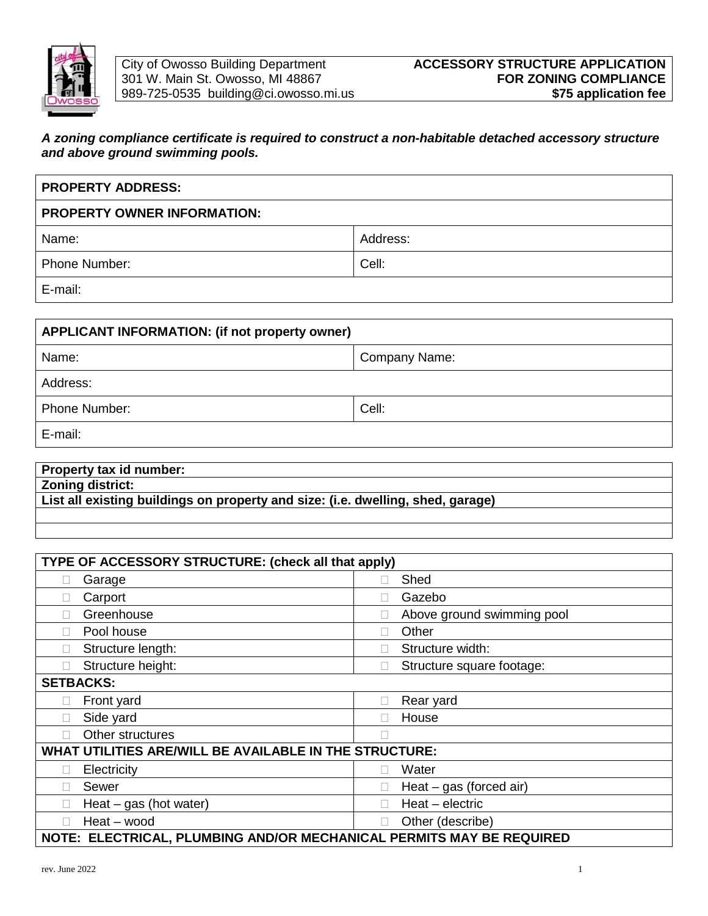City of Owosso Building Department
301 W. Main St. Owosso, MI 48867
989-725-0535 building@ci.owosso.mi.us

# ACCESSORY STRUCTURE APPLICATION FOR ZONING COMPLIANCE
**$75 application fee**

***A zoning compliance certificate is required to construct a non-habitable detached accessory structure and above ground swimming pools.***

| **PROPERTY ADDRESS:** | |
|---|---|
| **PROPERTY OWNER INFORMATION:** | |
| Name: | Address: |
| Phone Number: | Cell: |
| E-mail: | |

| **APPLICANT INFORMATION: (if not property owner)** | |
|---|---|
| Name: | Company Name: |
| Address: | |
| Phone Number: | Cell: |
| E-mail: | |

| **Property tax id number:** |
|---|
| **Zoning district:** |
| **List all existing buildings on property and size: (i.e. dwelling, shed, garage)** |
| |
| |

| **TYPE OF ACCESSORY STRUCTURE: (check all that apply)** | |
|---|---|
| ☐ Garage | ☐ Shed |
| ☐ Carport | ☐ Gazebo |
| ☐ Greenhouse | ☐ Above ground swimming pool |
| ☐ Pool house | ☐ Other |
| ☐ Structure length: | ☐ Structure width: |
| ☐ Structure height: | ☐ Structure square footage: |
| **SETBACKS:** | |
| ☐ Front yard | ☐ Rear yard |
| ☐ Side yard | ☐ House |
| ☐ Other structures | ☐ |
| **WHAT UTILITIES ARE/WILL BE AVAILABLE IN THE STRUCTURE:** | |
| ☐ Electricity | ☐ Water |
| ☐ Sewer | ☐ Heat – gas (forced air) |
| ☐ Heat – gas (hot water) | ☐ Heat – electric |
| ☐ Heat – wood | ☐ Other (describe) |
| **NOTE: ELECTRICAL, PLUMBING AND/OR MECHANICAL PERMITS MAY BE REQUIRED** | |

rev. June 2022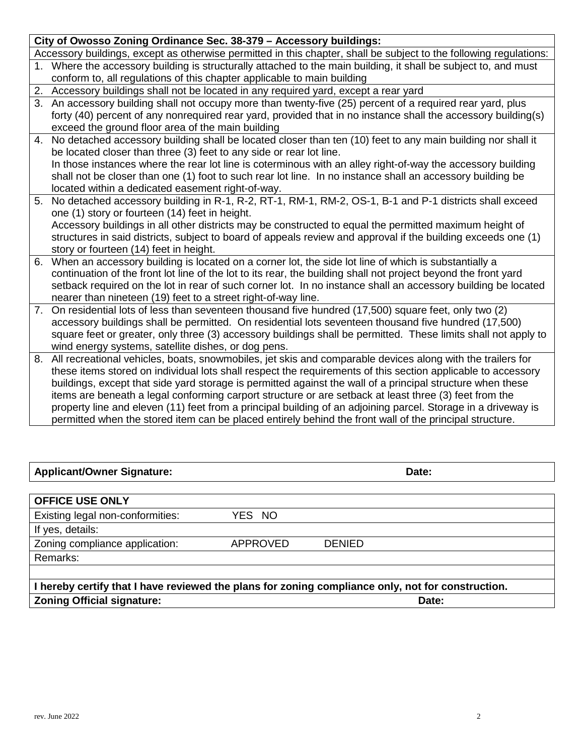| City of Owosso Zoning Ordinance Sec. 38-379 – Accessory buildings: |
|---|
| Accessory buildings, except as otherwise permitted in this chapter, shall be subject to the following regulations: |
| 1. Where the accessory building is structurally attached to the main building, it shall be subject to, and must conform to, all regulations of this chapter applicable to main building |
| 2. Accessory buildings shall not be located in any required yard, except a rear yard |
| 3. An accessory building shall not occupy more than twenty-five (25) percent of a required rear yard, plus forty (40) percent of any nonrequired rear yard, provided that in no instance shall the accessory building(s) exceed the ground floor area of the main building |
| 4. No detached accessory building shall be located closer than ten (10) feet to any main building nor shall it be located closer than three (3) feet to any side or rear lot line. In those instances where the rear lot line is coterminous with an alley right-of-way the accessory building shall not be closer than one (1) foot to such rear lot line. In no instance shall an accessory building be located within a dedicated easement right-of-way. |
| 5. No detached accessory building in R-1, R-2, RT-1, RM-1, RM-2, OS-1, B-1 and P-1 districts shall exceed one (1) story or fourteen (14) feet in height. Accessory buildings in all other districts may be constructed to equal the permitted maximum height of structures in said districts, subject to board of appeals review and approval if the building exceeds one (1) story or fourteen (14) feet in height. |
| 6. When an accessory building is located on a corner lot, the side lot line of which is substantially a continuation of the front lot line of the lot to its rear, the building shall not project beyond the front yard setback required on the lot in rear of such corner lot. In no instance shall an accessory building be located nearer than nineteen (19) feet to a street right-of-way line. |
| 7. On residential lots of less than seventeen thousand five hundred (17,500) square feet, only two (2) accessory buildings shall be permitted. On residential lots seventeen thousand five hundred (17,500) square feet or greater, only three (3) accessory buildings shall be permitted. These limits shall not apply to wind energy systems, satellite dishes, or dog pens. |
| 8. All recreational vehicles, boats, snowmobiles, jet skis and comparable devices along with the trailers for these items stored on individual lots shall respect the requirements of this section applicable to accessory buildings, except that side yard storage is permitted against the wall of a principal structure when these items are beneath a legal conforming carport structure or are setback at least three (3) feet from the property line and eleven (11) feet from a principal building of an adjoining parcel. Storage in a driveway is permitted when the stored item can be placed entirely behind the front wall of the principal structure. |

| **Applicant/Owner Signature:** | **Date:** |
|---|---|

| **OFFICE USE ONLY** | | |
|---|---|---|
| Existing legal non-conformities: | YES NO | |
| If yes, details: | | |
| Zoning compliance application: | APPROVED | DENIED |
| Remarks: | | |
| | | |
| **I hereby certify that I have reviewed the plans for zoning compliance only, not for construction.** | | |
| **Zoning Official signature:** | | **Date:** |

rev. June 2022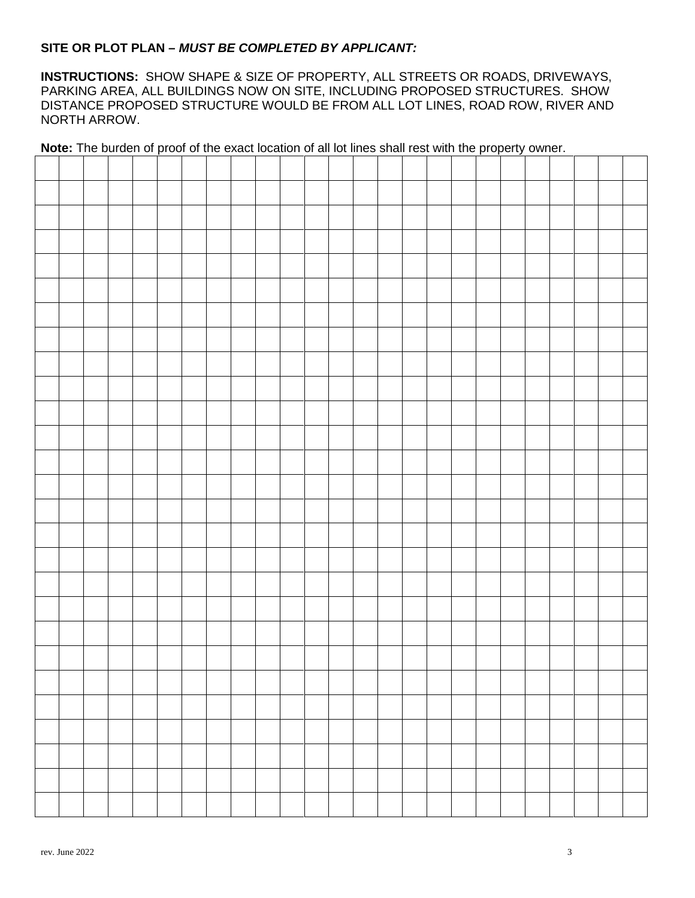**SITE OR PLOT PLAN –** ***MUST BE COMPLETED BY APPLICANT:***

**INSTRUCTIONS:** SHOW SHAPE & SIZE OF PROPERTY, ALL STREETS OR ROADS, DRIVEWAYS, PARKING AREA, ALL BUILDINGS NOW ON SITE, INCLUDING PROPOSED STRUCTURES. SHOW DISTANCE PROPOSED STRUCTURE WOULD BE FROM ALL LOT LINES, ROAD ROW, RIVER AND NORTH ARROW.

**Note:** The burden of proof of the exact location of all lot lines shall rest with the property owner.

rev. June 2022